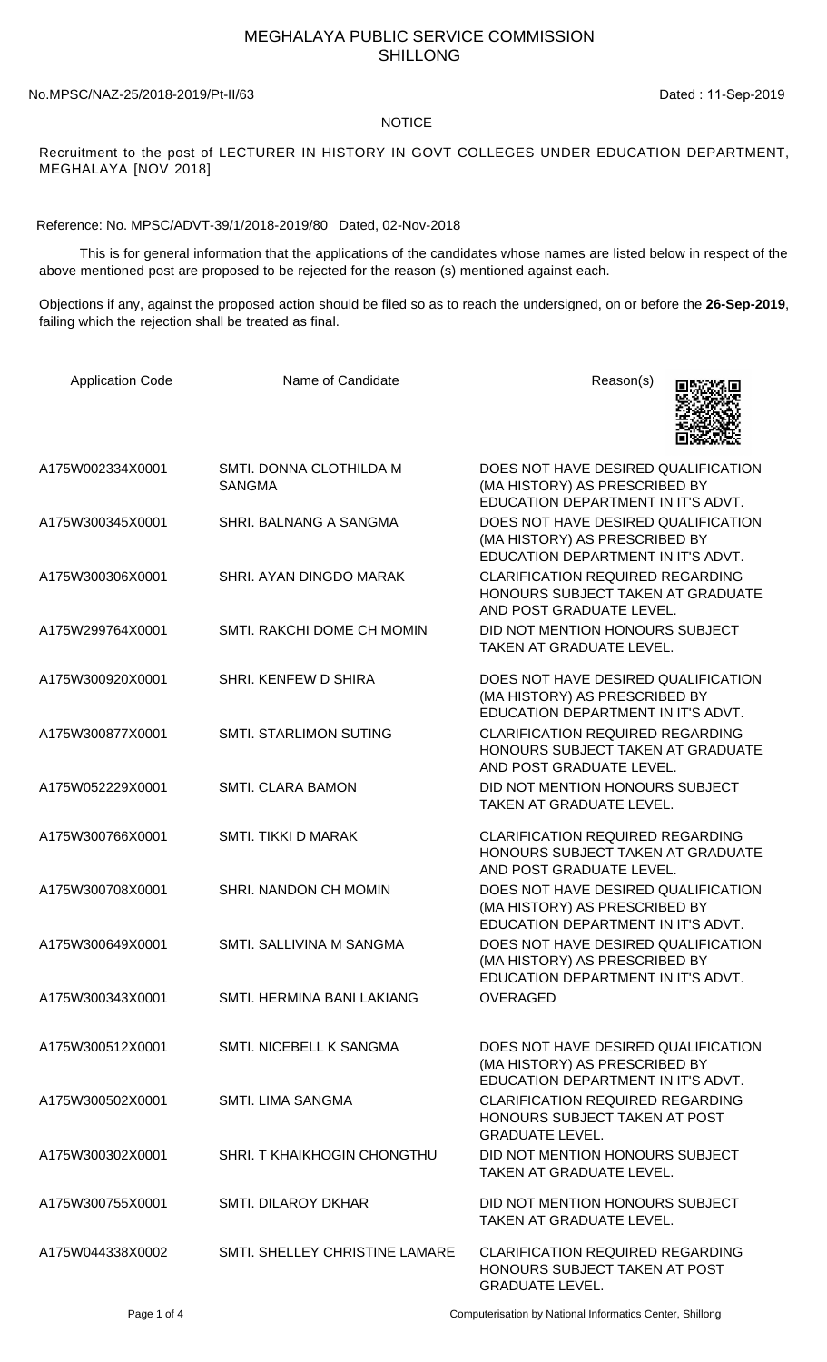# MEGHALAYA PUBLIC SERVICE COMMISSION
## SHILLONG

No.MPSC/NAZ-25/2018-2019/Pt-II/63

Dated : 11-Sep-2019

NOTICE

Recruitment to the post of LECTURER IN HISTORY IN GOVT COLLEGES UNDER EDUCATION DEPARTMENT, MEGHALAYA [NOV 2018]

Reference: No. MPSC/ADVT-39/1/2018-2019/80 Dated, 02-Nov-2018

This is for general information that the applications of the candidates whose names are listed below in respect of the above mentioned post are proposed to be rejected for the reason (s) mentioned against each.

Objections if any, against the proposed action should be filed so as to reach the undersigned, on or before the **26-Sep-2019**, failing which the rejection shall be treated as final.

| Application Code | Name of Candidate | Reason(s) |
|---|---|---|
| A175W002334X0001 | SMTI. DONNA CLOTHILDA M SANGMA | DOES NOT HAVE DESIRED QUALIFICATION (MA HISTORY) AS PRESCRIBED BY EDUCATION DEPARTMENT IN IT'S ADVT. |
| A175W300345X0001 | SHRI. BALNANG A SANGMA | DOES NOT HAVE DESIRED QUALIFICATION (MA HISTORY) AS PRESCRIBED BY EDUCATION DEPARTMENT IN IT'S ADVT. |
| A175W300306X0001 | SHRI. AYAN DINGDO MARAK | CLARIFICATION REQUIRED REGARDING HONOURS SUBJECT TAKEN AT GRADUATE AND POST GRADUATE LEVEL. |
| A175W299764X0001 | SMTI. RAKCHI DOME CH MOMIN | DID NOT MENTION HONOURS SUBJECT TAKEN AT GRADUATE LEVEL. |
| A175W300920X0001 | SHRI. KENFEW D SHIRA | DOES NOT HAVE DESIRED QUALIFICATION (MA HISTORY) AS PRESCRIBED BY EDUCATION DEPARTMENT IN IT'S ADVT. |
| A175W300877X0001 | SMTI. STARLIMON SUTING | CLARIFICATION REQUIRED REGARDING HONOURS SUBJECT TAKEN AT GRADUATE AND POST GRADUATE LEVEL. |
| A175W052229X0001 | SMTI. CLARA BAMON | DID NOT MENTION HONOURS SUBJECT TAKEN AT GRADUATE LEVEL. |
| A175W300766X0001 | SMTI. TIKKI D MARAK | CLARIFICATION REQUIRED REGARDING HONOURS SUBJECT TAKEN AT GRADUATE AND POST GRADUATE LEVEL. |
| A175W300708X0001 | SHRI. NANDON CH MOMIN | DOES NOT HAVE DESIRED QUALIFICATION (MA HISTORY) AS PRESCRIBED BY EDUCATION DEPARTMENT IN IT'S ADVT. |
| A175W300649X0001 | SMTI. SALLIVINA M SANGMA | DOES NOT HAVE DESIRED QUALIFICATION (MA HISTORY) AS PRESCRIBED BY EDUCATION DEPARTMENT IN IT'S ADVT. |
| A175W300343X0001 | SMTI. HERMINA BANI LAKIANG | OVERAGED |
| A175W300512X0001 | SMTI. NICEBELL K SANGMA | DOES NOT HAVE DESIRED QUALIFICATION (MA HISTORY) AS PRESCRIBED BY EDUCATION DEPARTMENT IN IT'S ADVT. |
| A175W300502X0001 | SMTI. LIMA SANGMA | CLARIFICATION REQUIRED REGARDING HONOURS SUBJECT TAKEN AT POST GRADUATE LEVEL. |
| A175W300302X0001 | SHRI. T KHAIKHOGIN CHONGTHU | DID NOT MENTION HONOURS SUBJECT TAKEN AT GRADUATE LEVEL. |
| A175W300755X0001 | SMTI. DILAROY DKHAR | DID NOT MENTION HONOURS SUBJECT TAKEN AT GRADUATE LEVEL. |
| A175W044338X0002 | SMTI. SHELLEY CHRISTINE LAMARE | CLARIFICATION REQUIRED REGARDING HONOURS SUBJECT TAKEN AT POST GRADUATE LEVEL. |

Computerisation by National Informatics Center, Shillong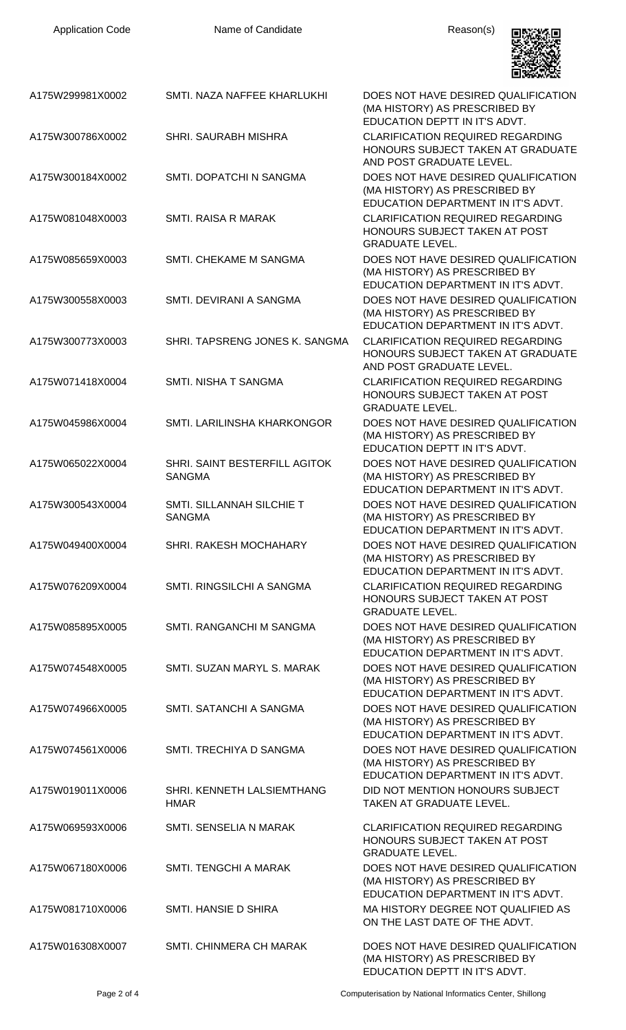| Application Code | Name of Candidate | Reason(s) |
|---|---|---|
| A175W299981X0002 | SMTI. NAZA NAFFEE KHARLUKHI | DOES NOT HAVE DESIRED QUALIFICATION (MA HISTORY) AS PRESCRIBED BY EDUCATION DEPTT IN IT'S ADVT. |
| A175W300786X0002 | SHRI. SAURABH MISHRA | CLARIFICATION REQUIRED REGARDING HONOURS SUBJECT TAKEN AT GRADUATE AND POST GRADUATE LEVEL. |
| A175W300184X0002 | SMTI. DOPATCHI N SANGMA | DOES NOT HAVE DESIRED QUALIFICATION (MA HISTORY) AS PRESCRIBED BY EDUCATION DEPARTMENT IN IT'S ADVT. |
| A175W081048X0003 | SMTI. RAISA R MARAK | CLARIFICATION REQUIRED REGARDING HONOURS SUBJECT TAKEN AT POST GRADUATE LEVEL. |
| A175W085659X0003 | SMTI. CHEKAME M SANGMA | DOES NOT HAVE DESIRED QUALIFICATION (MA HISTORY) AS PRESCRIBED BY EDUCATION DEPARTMENT IN IT'S ADVT. |
| A175W300558X0003 | SMTI. DEVIRANI A SANGMA | DOES NOT HAVE DESIRED QUALIFICATION (MA HISTORY) AS PRESCRIBED BY EDUCATION DEPARTMENT IN IT'S ADVT. |
| A175W300773X0003 | SHRI. TAPSRENG JONES K. SANGMA | CLARIFICATION REQUIRED REGARDING HONOURS SUBJECT TAKEN AT GRADUATE AND POST GRADUATE LEVEL. |
| A175W071418X0004 | SMTI. NISHA T SANGMA | CLARIFICATION REQUIRED REGARDING HONOURS SUBJECT TAKEN AT POST GRADUATE LEVEL. |
| A175W045986X0004 | SMTI. LARILINSHA KHARKONGOR | DOES NOT HAVE DESIRED QUALIFICATION (MA HISTORY) AS PRESCRIBED BY EDUCATION DEPTT IN IT'S ADVT. |
| A175W065022X0004 | SHRI. SAINT BESTERFILL AGITOK SANGMA | DOES NOT HAVE DESIRED QUALIFICATION (MA HISTORY) AS PRESCRIBED BY EDUCATION DEPARTMENT IN IT'S ADVT. |
| A175W300543X0004 | SMTI. SILLANNAH SILCHIE T SANGMA | DOES NOT HAVE DESIRED QUALIFICATION (MA HISTORY) AS PRESCRIBED BY EDUCATION DEPARTMENT IN IT'S ADVT. |
| A175W049400X0004 | SHRI. RAKESH MOCHAHARY | DOES NOT HAVE DESIRED QUALIFICATION (MA HISTORY) AS PRESCRIBED BY EDUCATION DEPARTMENT IN IT'S ADVT. |
| A175W076209X0004 | SMTI. RINGSILCHI A SANGMA | CLARIFICATION REQUIRED REGARDING HONOURS SUBJECT TAKEN AT POST GRADUATE LEVEL. |
| A175W085895X0005 | SMTI. RANGANCHI M SANGMA | DOES NOT HAVE DESIRED QUALIFICATION (MA HISTORY) AS PRESCRIBED BY EDUCATION DEPARTMENT IN IT'S ADVT. |
| A175W074548X0005 | SMTI. SUZAN MARYL S. MARAK | DOES NOT HAVE DESIRED QUALIFICATION (MA HISTORY) AS PRESCRIBED BY EDUCATION DEPARTMENT IN IT'S ADVT. |
| A175W074966X0005 | SMTI. SATANCHI A SANGMA | DOES NOT HAVE DESIRED QUALIFICATION (MA HISTORY) AS PRESCRIBED BY EDUCATION DEPARTMENT IN IT'S ADVT. |
| A175W074561X0006 | SMTI. TRECHIYA D SANGMA | DOES NOT HAVE DESIRED QUALIFICATION (MA HISTORY) AS PRESCRIBED BY EDUCATION DEPARTMENT IN IT'S ADVT. |
| A175W019011X0006 | SHRI. KENNETH LALSIEMTHANG HMAR | DID NOT MENTION HONOURS SUBJECT TAKEN AT GRADUATE LEVEL. |
| A175W069593X0006 | SMTI. SENSELIA N MARAK | CLARIFICATION REQUIRED REGARDING HONOURS SUBJECT TAKEN AT POST GRADUATE LEVEL. |
| A175W067180X0006 | SMTI. TENGCHI A MARAK | DOES NOT HAVE DESIRED QUALIFICATION (MA HISTORY) AS PRESCRIBED BY EDUCATION DEPARTMENT IN IT'S ADVT. |
| A175W081710X0006 | SMTI. HANSIE D SHIRA | MA HISTORY DEGREE NOT QUALIFIED AS ON THE LAST DATE OF THE ADVT. |
| A175W016308X0007 | SMTI. CHINMERA CH MARAK | DOES NOT HAVE DESIRED QUALIFICATION (MA HISTORY) AS PRESCRIBED BY EDUCATION DEPTT IN IT'S ADVT. |

Computerisation by National Informatics Center, Shillong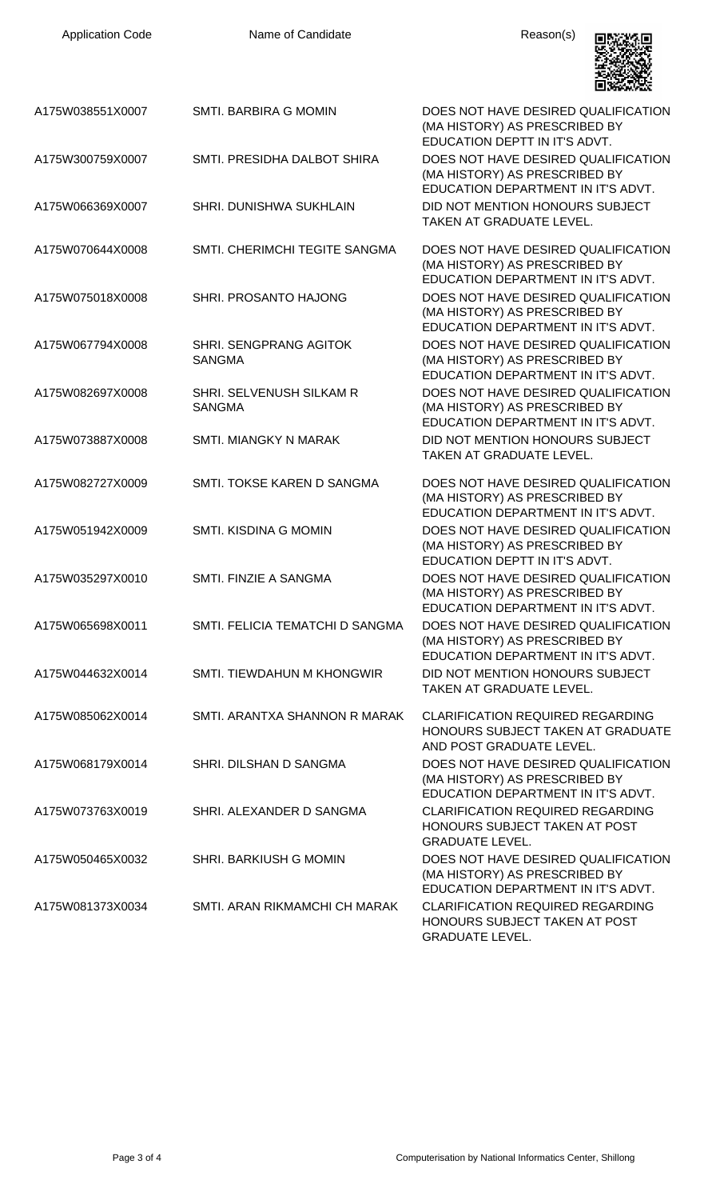| Application Code | Name of Candidate | Reason(s) |
|---|---|---|
| A175W038551X0007 | SMTI. BARBIRA G MOMIN | DOES NOT HAVE DESIRED QUALIFICATION (MA HISTORY) AS PRESCRIBED BY EDUCATION DEPTT IN IT'S ADVT. |
| A175W300759X0007 | SMTI. PRESIDHA DALBOT SHIRA | DOES NOT HAVE DESIRED QUALIFICATION (MA HISTORY) AS PRESCRIBED BY EDUCATION DEPARTMENT IN IT'S ADVT. |
| A175W066369X0007 | SHRI. DUNISHWA SUKHLAIN | DID NOT MENTION HONOURS SUBJECT TAKEN AT GRADUATE LEVEL. |
| A175W070644X0008 | SMTI. CHERIMCHI TEGITE SANGMA | DOES NOT HAVE DESIRED QUALIFICATION (MA HISTORY) AS PRESCRIBED BY EDUCATION DEPARTMENT IN IT'S ADVT. |
| A175W075018X0008 | SHRI. PROSANTO HAJONG | DOES NOT HAVE DESIRED QUALIFICATION (MA HISTORY) AS PRESCRIBED BY EDUCATION DEPARTMENT IN IT'S ADVT. |
| A175W067794X0008 | SHRI. SENGPRANG AGITOK SANGMA | DOES NOT HAVE DESIRED QUALIFICATION (MA HISTORY) AS PRESCRIBED BY EDUCATION DEPARTMENT IN IT'S ADVT. |
| A175W082697X0008 | SHRI. SELVENUSH SILKAM R SANGMA | DOES NOT HAVE DESIRED QUALIFICATION (MA HISTORY) AS PRESCRIBED BY EDUCATION DEPARTMENT IN IT'S ADVT. |
| A175W073887X0008 | SMTI. MIANGKY N MARAK | DID NOT MENTION HONOURS SUBJECT TAKEN AT GRADUATE LEVEL. |
| A175W082727X0009 | SMTI. TOKSE KAREN D SANGMA | DOES NOT HAVE DESIRED QUALIFICATION (MA HISTORY) AS PRESCRIBED BY EDUCATION DEPARTMENT IN IT'S ADVT. |
| A175W051942X0009 | SMTI. KISDINA G MOMIN | DOES NOT HAVE DESIRED QUALIFICATION (MA HISTORY) AS PRESCRIBED BY EDUCATION DEPTT IN IT'S ADVT. |
| A175W035297X0010 | SMTI. FINZIE A SANGMA | DOES NOT HAVE DESIRED QUALIFICATION (MA HISTORY) AS PRESCRIBED BY EDUCATION DEPARTMENT IN IT'S ADVT. |
| A175W065698X0011 | SMTI. FELICIA TEMATCHI D SANGMA | DOES NOT HAVE DESIRED QUALIFICATION (MA HISTORY) AS PRESCRIBED BY EDUCATION DEPARTMENT IN IT'S ADVT. |
| A175W044632X0014 | SMTI. TIEWDAHUN M KHONGWIR | DID NOT MENTION HONOURS SUBJECT TAKEN AT GRADUATE LEVEL. |
| A175W085062X0014 | SMTI. ARANTXA SHANNON R MARAK | CLARIFICATION REQUIRED REGARDING HONOURS SUBJECT TAKEN AT GRADUATE AND POST GRADUATE LEVEL. |
| A175W068179X0014 | SHRI. DILSHAN D SANGMA | DOES NOT HAVE DESIRED QUALIFICATION (MA HISTORY) AS PRESCRIBED BY EDUCATION DEPARTMENT IN IT'S ADVT. |
| A175W073763X0019 | SHRI. ALEXANDER D SANGMA | CLARIFICATION REQUIRED REGARDING HONOURS SUBJECT TAKEN AT POST GRADUATE LEVEL. |
| A175W050465X0032 | SHRI. BARKIUSH G MOMIN | DOES NOT HAVE DESIRED QUALIFICATION (MA HISTORY) AS PRESCRIBED BY EDUCATION DEPARTMENT IN IT'S ADVT. |
| A175W081373X0034 | SMTI. ARAN RIKMAMCHI CH MARAK | CLARIFICATION REQUIRED REGARDING HONOURS SUBJECT TAKEN AT POST GRADUATE LEVEL. |

Computerisation by National Informatics Center, Shillong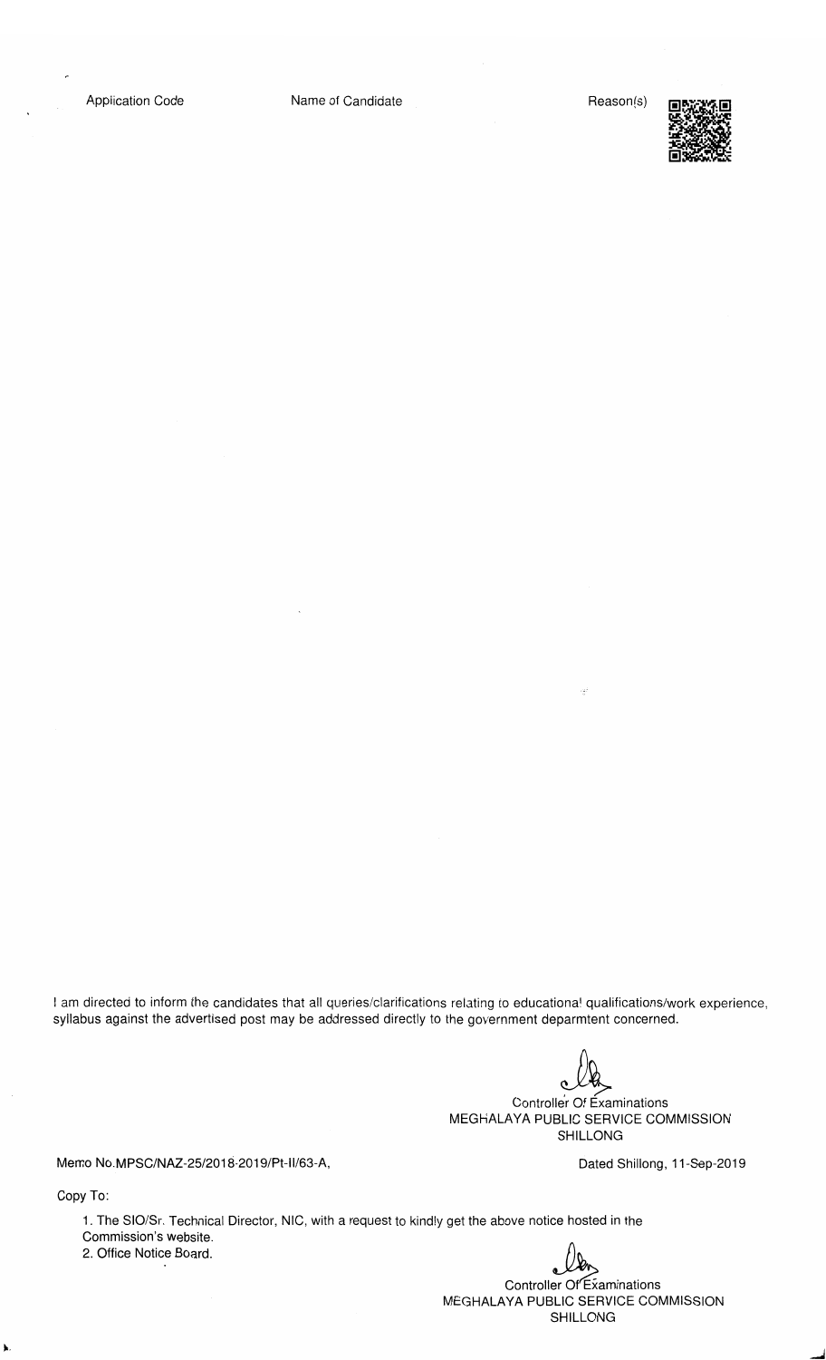| Application Code | Name of Candidate | Reason(s) |
| --- | --- | --- |

I am directed to inform the candidates that all queries/clarifications relating to educational qualifications/work experience, syllabus against the advertised post may be addressed directly to the government deparmtent concerned.

Controller Of Examinations
MEGHALAYA PUBLIC SERVICE COMMISSION
SHILLONG

Memo No.MPSC/NAZ-25/2018-2019/Pt-II/63-A,

Dated Shillong, 11-Sep-2019

Copy To:

1. The SIO/Sr. Technical Director, NIC, with a request to kindly get the above notice hosted in the Commission's website.
2. Office Notice Board.

Controller Of Examinations
MEGHALAYA PUBLIC SERVICE COMMISSION
SHILLONG